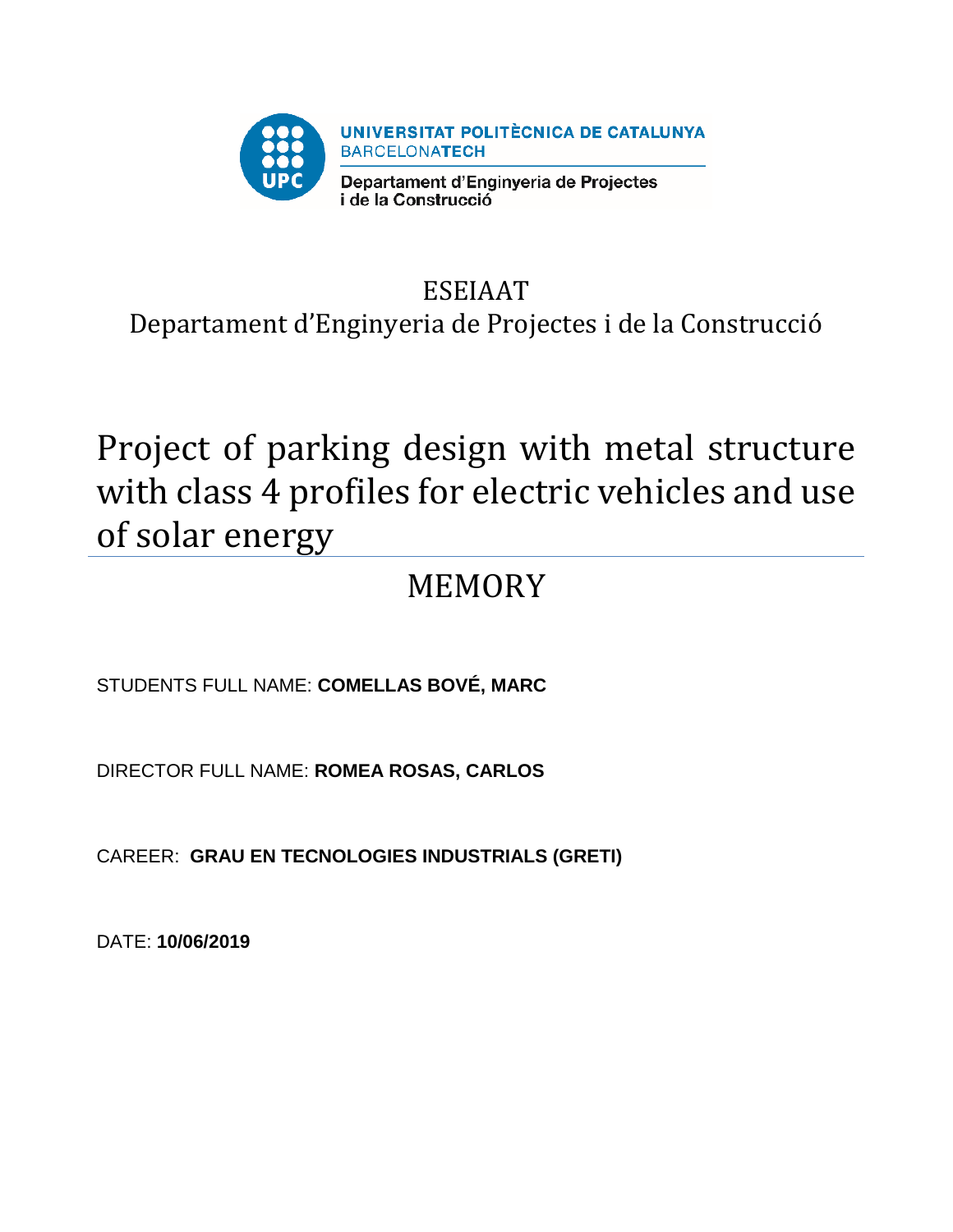UNIVERSITAT POLITÈCNICA DE CATALUNYA
BARCELONATECH

Departament d'Enginyeria de Projectes i de la Construcció

ESEIAAT

Departament d'Enginyeria de Projectes i de la Construcció

# Project of parking design with metal structure with class 4 profiles for electric vehicles and use of solar energy

## MEMORY

STUDENTS FULL NAME: **COMELLAS BOVÉ, MARC**

DIRECTOR FULL NAME: **ROMEA ROSAS, CARLOS**

CAREER: **GRAU EN TECNOLOGIES INDUSTRIALS (GRETI)**

DATE: **10/06/2019**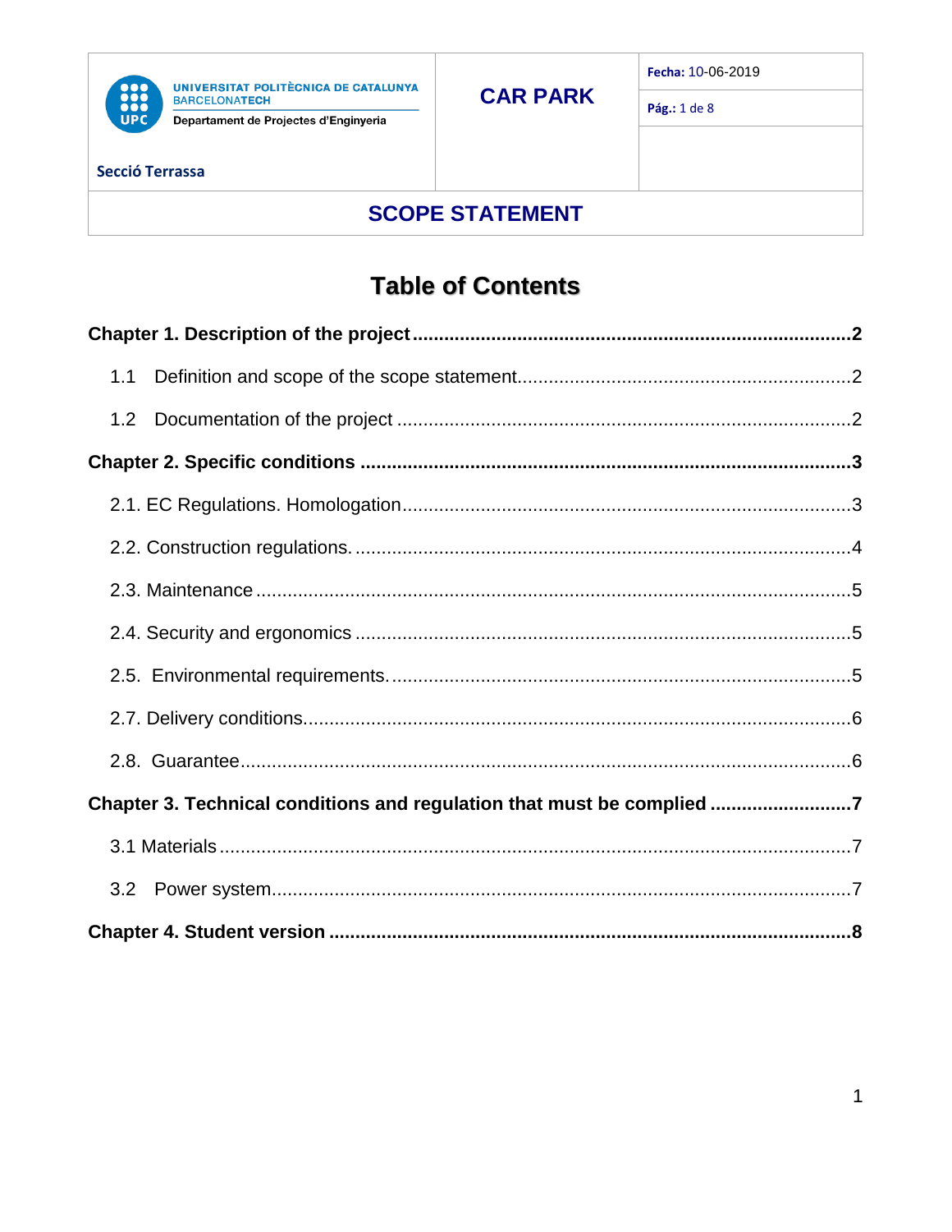| UNIVERSITAT POLITÈCNICA DE CATALUNYA BARCELONATECH Departament de Projectes d'Enginyeria Secció Terrassa | CAR PARK | Fecha: 10-06-2019 Pág.: 1 de 8 |
| --- | --- | --- |
| SCOPE STATEMENT | | |

# Table of Contents

**Chapter 1. Description of the project** ........................................ **2**

1.1 Definition and scope of the scope statement ........................................ 2

1.2 Documentation of the project ........................................ 2

**Chapter 2. Specific conditions** ........................................ **3**

2.1. EC Regulations. Homologation ........................................ 3

2.2. Construction regulations. ........................................ 4

2.3. Maintenance ........................................ 5

2.4. Security and ergonomics ........................................ 5

2.5. Environmental requirements. ........................................ 5

2.7. Delivery conditions. ........................................ 6

2.8. Guarantee ........................................ 6

**Chapter 3. Technical conditions and regulation that must be complied** ........................................ **7**

3.1 Materials ........................................ 7

3.2 Power system ........................................ 7

**Chapter 4. Student version** ........................................ **8**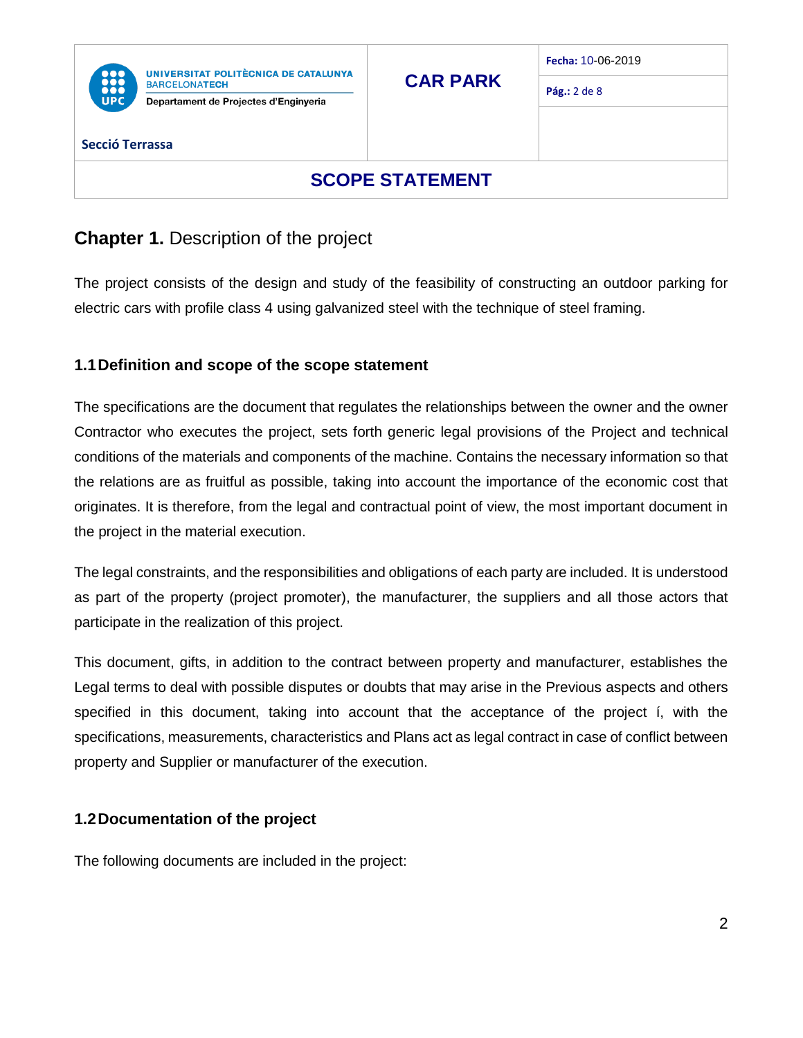## Chapter 1. Description of the project

The project consists of the design and study of the feasibility of constructing an outdoor parking for electric cars with profile class 4 using galvanized steel with the technique of steel framing.

### 1.1 Definition and scope of the scope statement

The specifications are the document that regulates the relationships between the owner and the owner Contractor who executes the project, sets forth generic legal provisions of the Project and technical conditions of the materials and components of the machine. Contains the necessary information so that the relations are as fruitful as possible, taking into account the importance of the economic cost that originates. It is therefore, from the legal and contractual point of view, the most important document in the project in the material execution.

The legal constraints, and the responsibilities and obligations of each party are included. It is understood as part of the property (project promoter), the manufacturer, the suppliers and all those actors that participate in the realization of this project.

This document, gifts, in addition to the contract between property and manufacturer, establishes the Legal terms to deal with possible disputes or doubts that may arise in the Previous aspects and others specified in this document, taking into account that the acceptance of the project í, with the specifications, measurements, characteristics and Plans act as legal contract in case of conflict between property and Supplier or manufacturer of the execution.

### 1.2 Documentation of the project

The following documents are included in the project: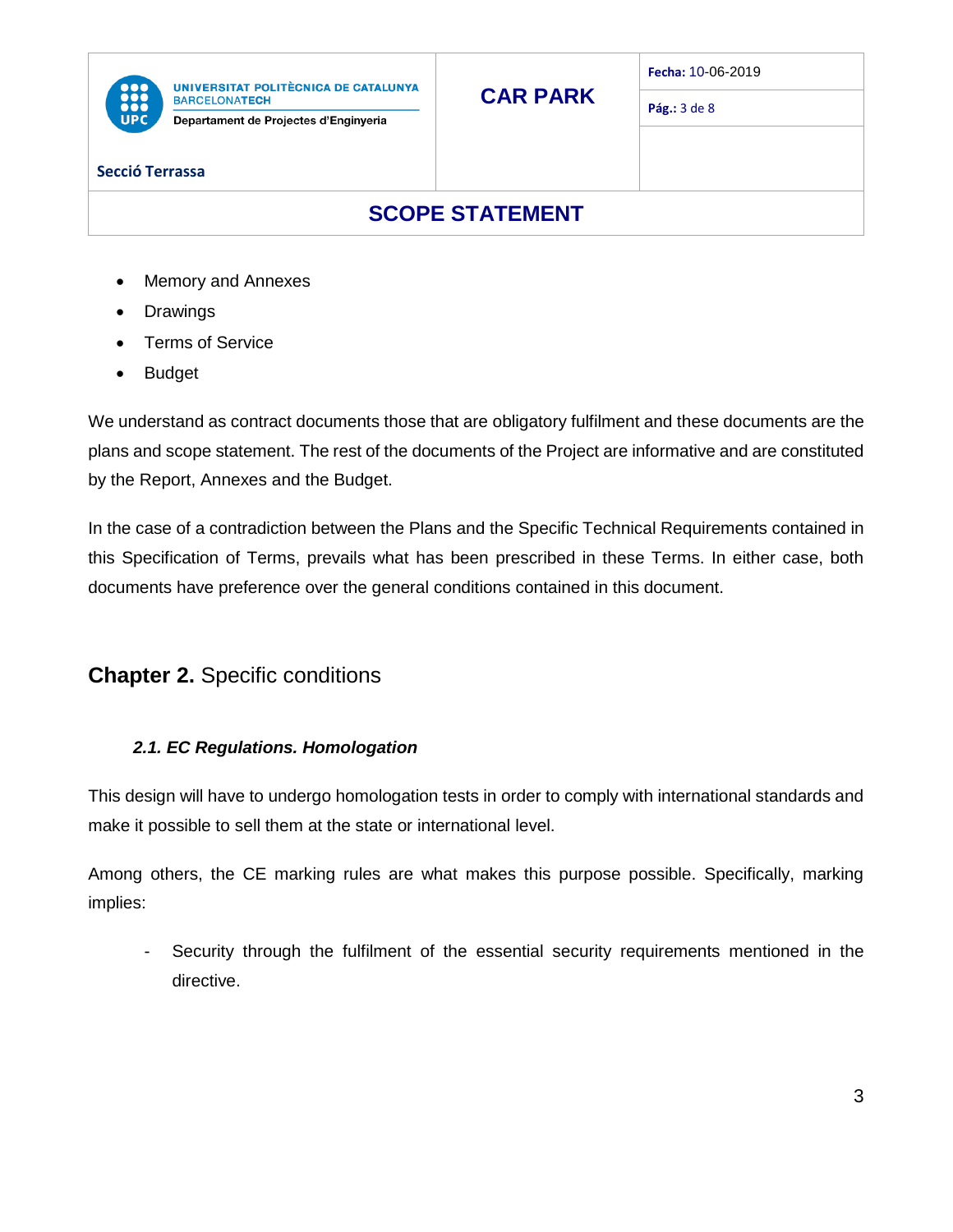- Memory and Annexes
- Drawings
- Terms of Service
- Budget

We understand as contract documents those that are obligatory fulfilment and these documents are the plans and scope statement. The rest of the documents of the Project are informative and are constituted by the Report, Annexes and the Budget.

In the case of a contradiction between the Plans and the Specific Technical Requirements contained in this Specification of Terms, prevails what has been prescribed in these Terms. In either case, both documents have preference over the general conditions contained in this document.

## **Chapter 2.** Specific conditions

### *2.1. EC Regulations. Homologation*

This design will have to undergo homologation tests in order to comply with international standards and make it possible to sell them at the state or international level.

Among others, the CE marking rules are what makes this purpose possible. Specifically, marking implies:

- Security through the fulfilment of the essential security requirements mentioned in the directive.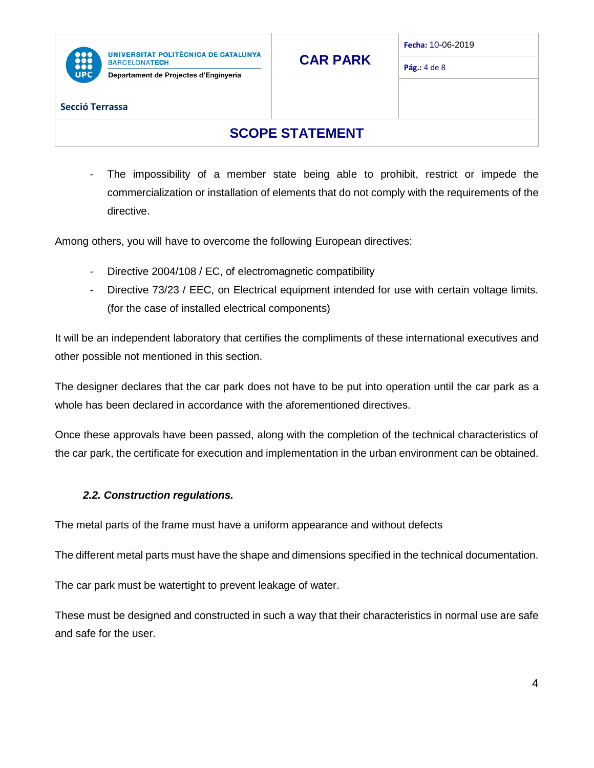- The impossibility of a member state being able to prohibit, restrict or impede the commercialization or installation of elements that do not comply with the requirements of the directive.

Among others, you will have to overcome the following European directives:

- Directive 2004/108 / EC, of electromagnetic compatibility
- Directive 73/23 / EEC, on Electrical equipment intended for use with certain voltage limits. (for the case of installed electrical components)

It will be an independent laboratory that certifies the compliments of these international executives and other possible not mentioned in this section.

The designer declares that the car park does not have to be put into operation until the car park as a whole has been declared in accordance with the aforementioned directives.

Once these approvals have been passed, along with the completion of the technical characteristics of the car park, the certificate for execution and implementation in the urban environment can be obtained.

### *2.2. Construction regulations.*

The metal parts of the frame must have a uniform appearance and without defects

The different metal parts must have the shape and dimensions specified in the technical documentation.

The car park must be watertight to prevent leakage of water.

These must be designed and constructed in such a way that their characteristics in normal use are safe and safe for the user.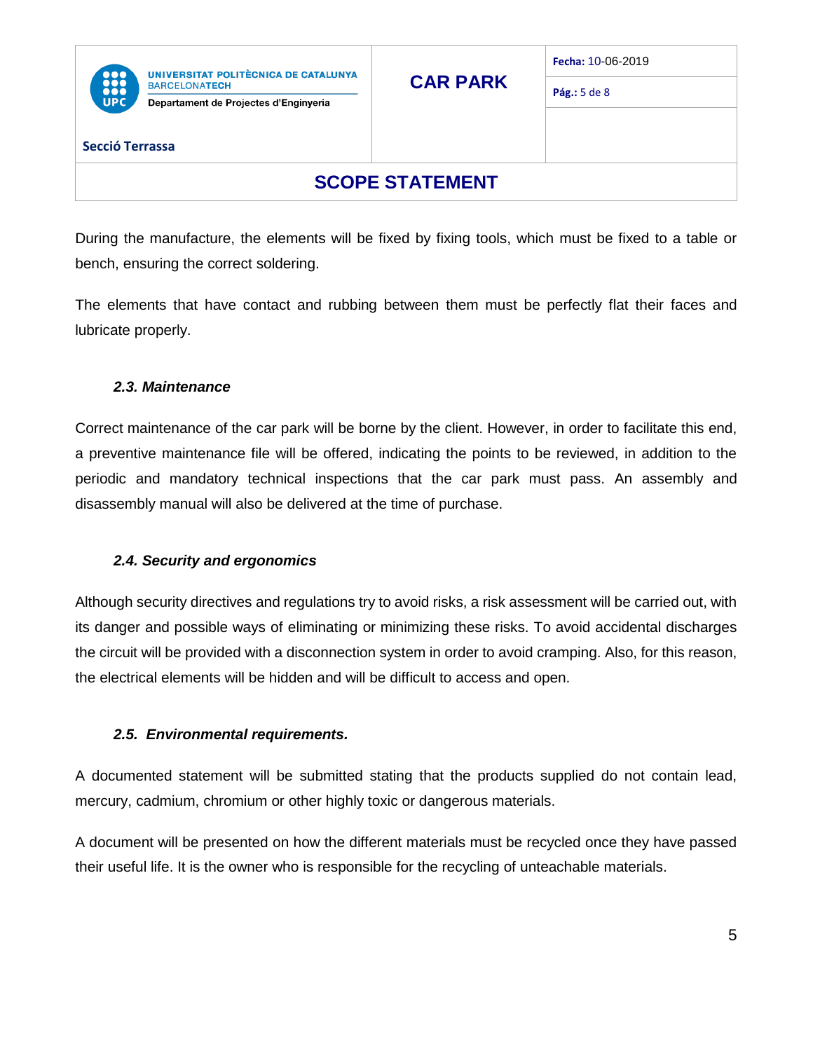During the manufacture, the elements will be fixed by fixing tools, which must be fixed to a table or bench, ensuring the correct soldering.

The elements that have contact and rubbing between them must be perfectly flat their faces and lubricate properly.

### *2.3. Maintenance*

Correct maintenance of the car park will be borne by the client. However, in order to facilitate this end, a preventive maintenance file will be offered, indicating the points to be reviewed, in addition to the periodic and mandatory technical inspections that the car park must pass. An assembly and disassembly manual will also be delivered at the time of purchase.

### *2.4. Security and ergonomics*

Although security directives and regulations try to avoid risks, a risk assessment will be carried out, with its danger and possible ways of eliminating or minimizing these risks. To avoid accidental discharges the circuit will be provided with a disconnection system in order to avoid cramping. Also, for this reason, the electrical elements will be hidden and will be difficult to access and open.

### *2.5. Environmental requirements.*

A documented statement will be submitted stating that the products supplied do not contain lead, mercury, cadmium, chromium or other highly toxic or dangerous materials.

A document will be presented on how the different materials must be recycled once they have passed their useful life. It is the owner who is responsible for the recycling of unteachable materials.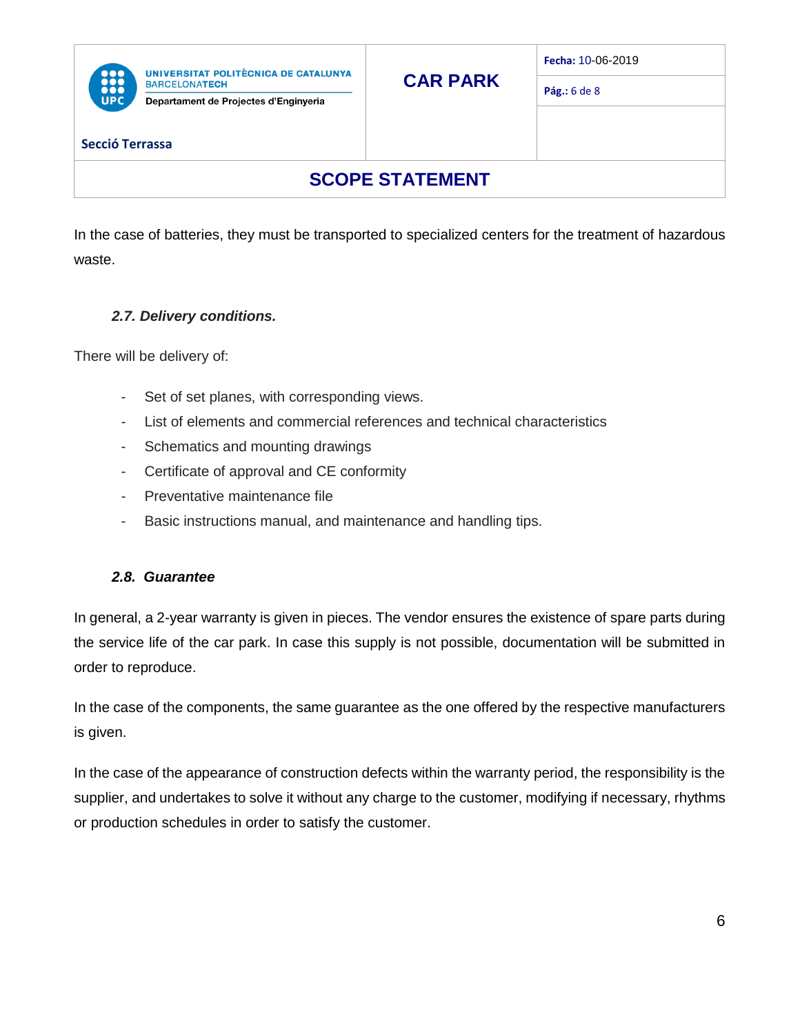In the case of batteries, they must be transported to specialized centers for the treatment of hazardous waste.

### *2.7. Delivery conditions.*

There will be delivery of:

- Set of set planes, with corresponding views.
- List of elements and commercial references and technical characteristics
- Schematics and mounting drawings
- Certificate of approval and CE conformity
- Preventative maintenance file
- Basic instructions manual, and maintenance and handling tips.

### *2.8. Guarantee*

In general, a 2-year warranty is given in pieces. The vendor ensures the existence of spare parts during the service life of the car park. In case this supply is not possible, documentation will be submitted in order to reproduce.

In the case of the components, the same guarantee as the one offered by the respective manufacturers is given.

In the case of the appearance of construction defects within the warranty period, the responsibility is the supplier, and undertakes to solve it without any charge to the customer, modifying if necessary, rhythms or production schedules in order to satisfy the customer.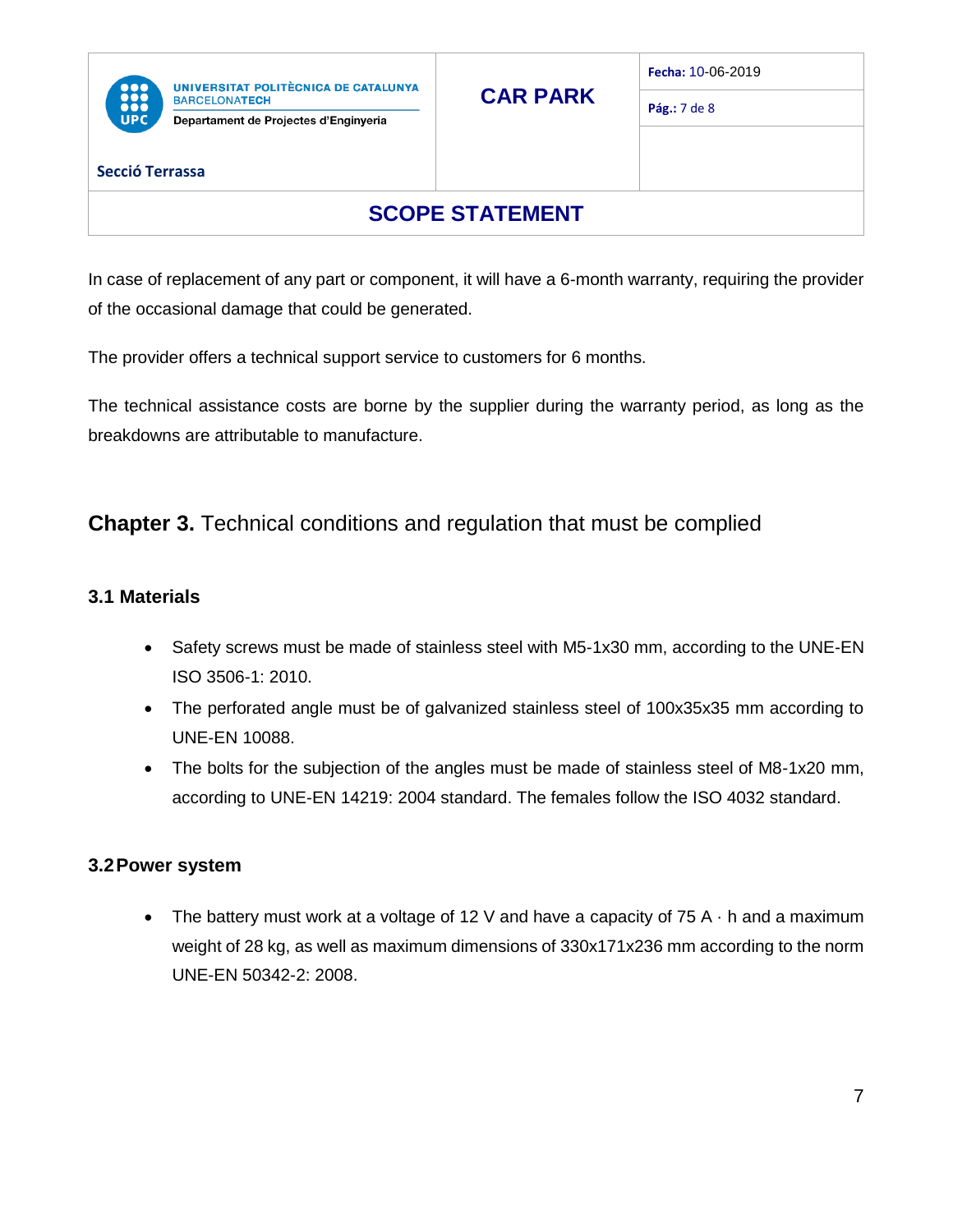In case of replacement of any part or component, it will have a 6-month warranty, requiring the provider of the occasional damage that could be generated.

The provider offers a technical support service to customers for 6 months.

The technical assistance costs are borne by the supplier during the warranty period, as long as the breakdowns are attributable to manufacture.

## **Chapter 3.** Technical conditions and regulation that must be complied

### 3.1 Materials

- Safety screws must be made of stainless steel with M5-1x30 mm, according to the UNE-EN ISO 3506-1: 2010.
- The perforated angle must be of galvanized stainless steel of 100x35x35 mm according to UNE-EN 10088.
- The bolts for the subjection of the angles must be made of stainless steel of M8-1x20 mm, according to UNE-EN 14219: 2004 standard. The females follow the ISO 4032 standard.

### 3.2 Power system

- The battery must work at a voltage of 12 V and have a capacity of 75 A · h and a maximum weight of 28 kg, as well as maximum dimensions of 330x171x236 mm according to the norm UNE-EN 50342-2: 2008.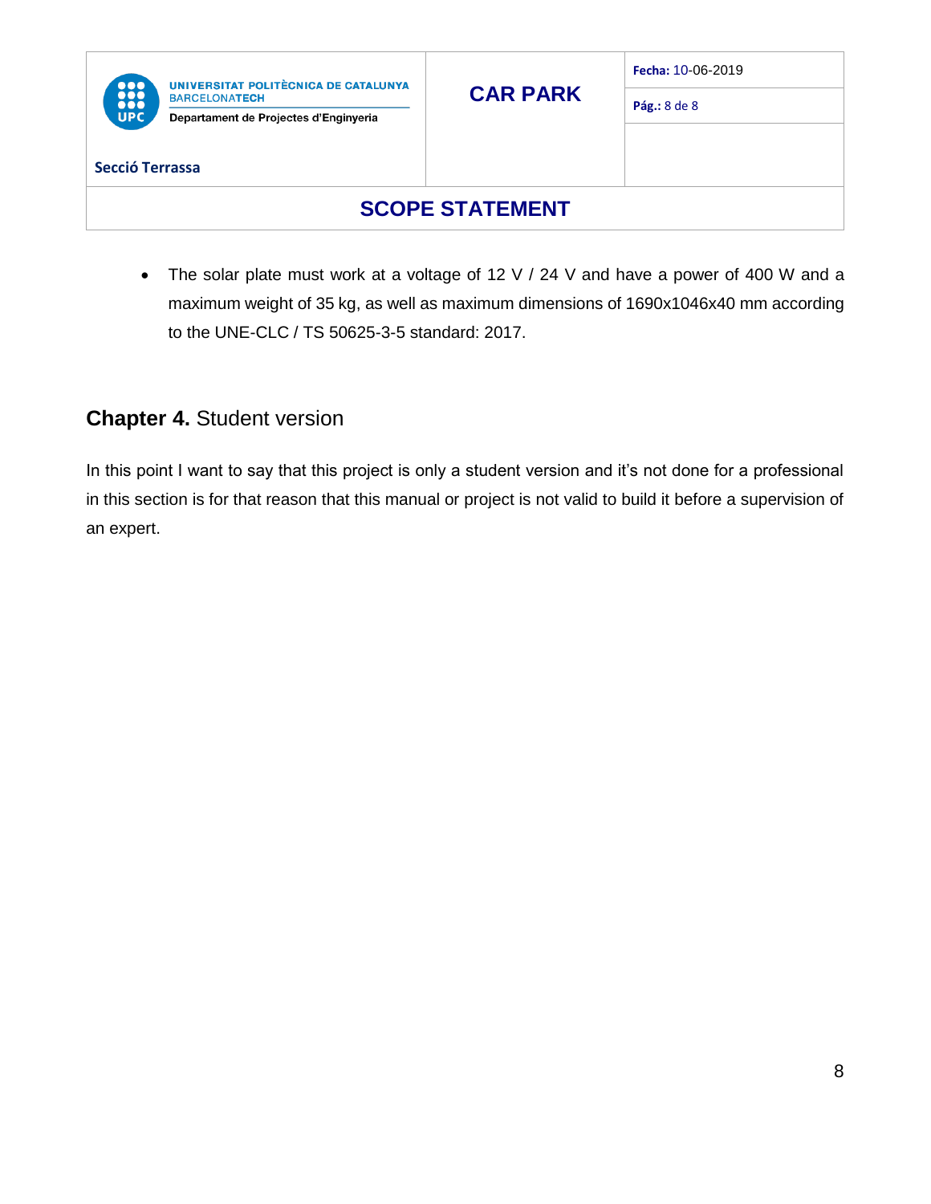- The solar plate must work at a voltage of 12 V / 24 V and have a power of 400 W and a maximum weight of 35 kg, as well as maximum dimensions of 1690x1046x40 mm according to the UNE-CLC / TS 50625-3-5 standard: 2017.

## **Chapter 4.** Student version

In this point I want to say that this project is only a student version and it's not done for a professional in this section is for that reason that this manual or project is not valid to build it before a supervision of an expert.